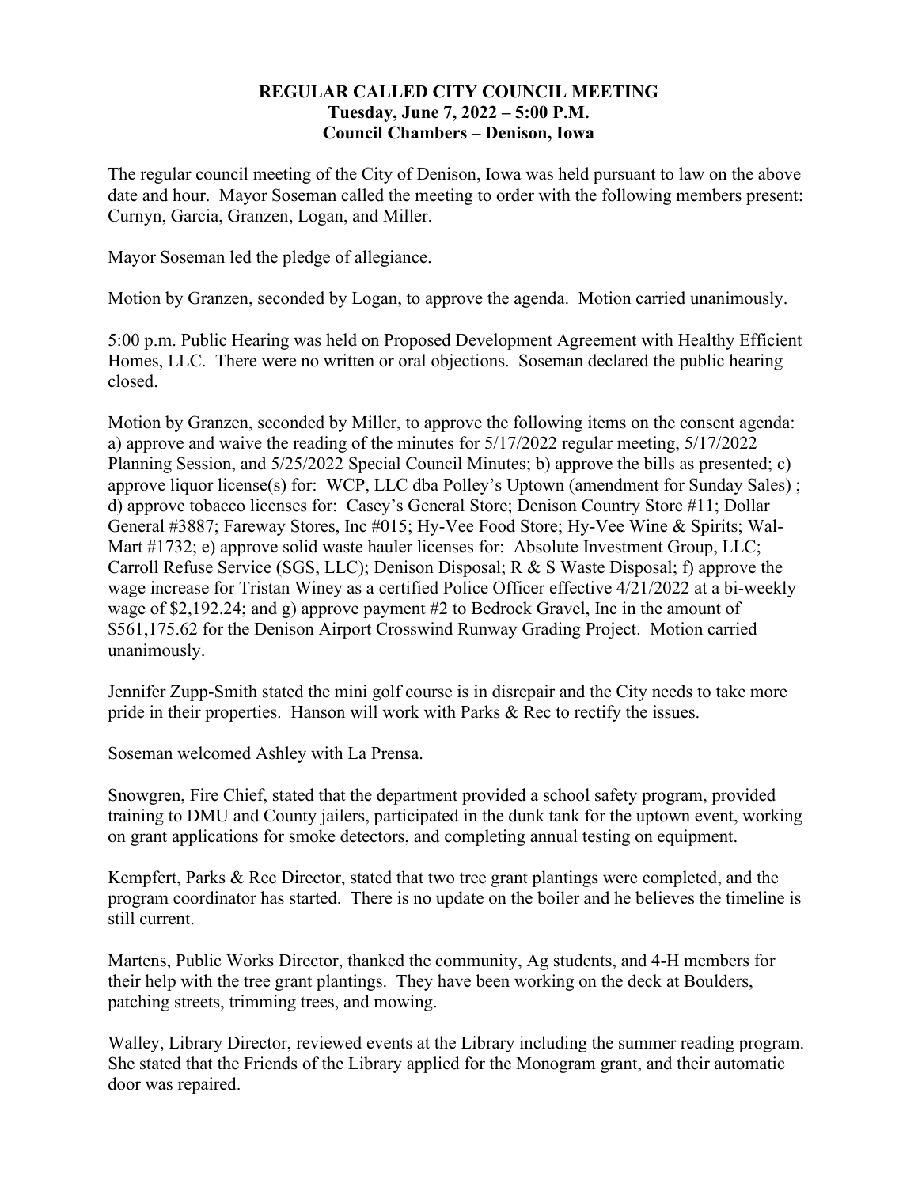**REGULAR CALLED CITY COUNCIL MEETING**
**Tuesday, June 7, 2022 – 5:00 P.M.**
**Council Chambers – Denison, Iowa**

The regular council meeting of the City of Denison, Iowa was held pursuant to law on the above date and hour. Mayor Soseman called the meeting to order with the following members present: Curnyn, Garcia, Granzen, Logan, and Miller.

Mayor Soseman led the pledge of allegiance.

Motion by Granzen, seconded by Logan, to approve the agenda. Motion carried unanimously.

5:00 p.m. Public Hearing was held on Proposed Development Agreement with Healthy Efficient Homes, LLC. There were no written or oral objections. Soseman declared the public hearing closed.

Motion by Granzen, seconded by Miller, to approve the following items on the consent agenda: a) approve and waive the reading of the minutes for 5/17/2022 regular meeting, 5/17/2022 Planning Session, and 5/25/2022 Special Council Minutes; b) approve the bills as presented; c) approve liquor license(s) for: WCP, LLC dba Polley's Uptown (amendment for Sunday Sales) ; d) approve tobacco licenses for: Casey's General Store; Denison Country Store #11; Dollar General #3887; Fareway Stores, Inc #015; Hy-Vee Food Store; Hy-Vee Wine & Spirits; Wal-Mart #1732; e) approve solid waste hauler licenses for: Absolute Investment Group, LLC; Carroll Refuse Service (SGS, LLC); Denison Disposal; R & S Waste Disposal; f) approve the wage increase for Tristan Winey as a certified Police Officer effective 4/21/2022 at a bi-weekly wage of $2,192.24; and g) approve payment #2 to Bedrock Gravel, Inc in the amount of $561,175.62 for the Denison Airport Crosswind Runway Grading Project. Motion carried unanimously.

Jennifer Zupp-Smith stated the mini golf course is in disrepair and the City needs to take more pride in their properties. Hanson will work with Parks & Rec to rectify the issues.

Soseman welcomed Ashley with La Prensa.

Snowgren, Fire Chief, stated that the department provided a school safety program, provided training to DMU and County jailers, participated in the dunk tank for the uptown event, working on grant applications for smoke detectors, and completing annual testing on equipment.

Kempfert, Parks & Rec Director, stated that two tree grant plantings were completed, and the program coordinator has started. There is no update on the boiler and he believes the timeline is still current.

Martens, Public Works Director, thanked the community, Ag students, and 4-H members for their help with the tree grant plantings. They have been working on the deck at Boulders, patching streets, trimming trees, and mowing.

Walley, Library Director, reviewed events at the Library including the summer reading program. She stated that the Friends of the Library applied for the Monogram grant, and their automatic door was repaired.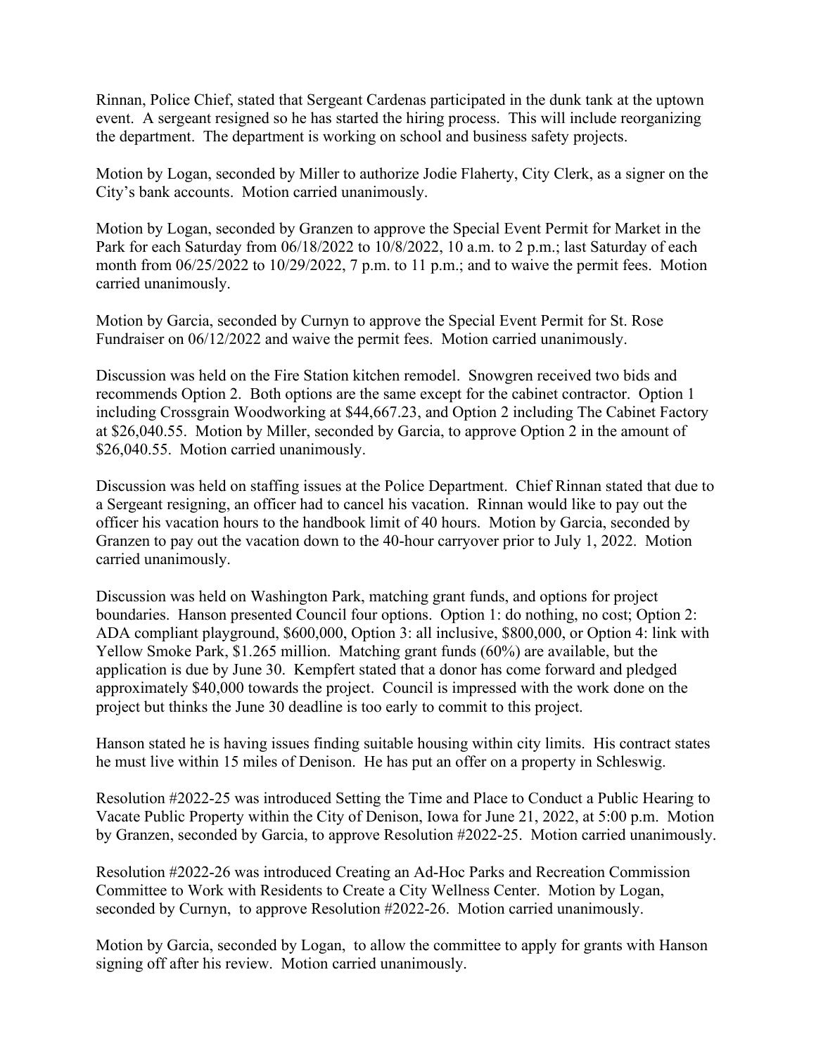Rinnan, Police Chief, stated that Sergeant Cardenas participated in the dunk tank at the uptown event. A sergeant resigned so he has started the hiring process. This will include reorganizing the department. The department is working on school and business safety projects.

Motion by Logan, seconded by Miller to authorize Jodie Flaherty, City Clerk, as a signer on the City's bank accounts. Motion carried unanimously.

Motion by Logan, seconded by Granzen to approve the Special Event Permit for Market in the Park for each Saturday from 06/18/2022 to 10/8/2022, 10 a.m. to 2 p.m.; last Saturday of each month from 06/25/2022 to 10/29/2022, 7 p.m. to 11 p.m.; and to waive the permit fees. Motion carried unanimously.

Motion by Garcia, seconded by Curnyn to approve the Special Event Permit for St. Rose Fundraiser on 06/12/2022 and waive the permit fees. Motion carried unanimously.

Discussion was held on the Fire Station kitchen remodel. Snowgren received two bids and recommends Option 2. Both options are the same except for the cabinet contractor. Option 1 including Crossgrain Woodworking at $44,667.23, and Option 2 including The Cabinet Factory at $26,040.55. Motion by Miller, seconded by Garcia, to approve Option 2 in the amount of $26,040.55. Motion carried unanimously.

Discussion was held on staffing issues at the Police Department. Chief Rinnan stated that due to a Sergeant resigning, an officer had to cancel his vacation. Rinnan would like to pay out the officer his vacation hours to the handbook limit of 40 hours. Motion by Garcia, seconded by Granzen to pay out the vacation down to the 40-hour carryover prior to July 1, 2022. Motion carried unanimously.

Discussion was held on Washington Park, matching grant funds, and options for project boundaries. Hanson presented Council four options. Option 1: do nothing, no cost; Option 2: ADA compliant playground, $600,000, Option 3: all inclusive, $800,000, or Option 4: link with Yellow Smoke Park, $1.265 million. Matching grant funds (60%) are available, but the application is due by June 30. Kempfert stated that a donor has come forward and pledged approximately $40,000 towards the project. Council is impressed with the work done on the project but thinks the June 30 deadline is too early to commit to this project.

Hanson stated he is having issues finding suitable housing within city limits. His contract states he must live within 15 miles of Denison. He has put an offer on a property in Schleswig.

Resolution #2022-25 was introduced Setting the Time and Place to Conduct a Public Hearing to Vacate Public Property within the City of Denison, Iowa for June 21, 2022, at 5:00 p.m. Motion by Granzen, seconded by Garcia, to approve Resolution #2022-25. Motion carried unanimously.

Resolution #2022-26 was introduced Creating an Ad-Hoc Parks and Recreation Commission Committee to Work with Residents to Create a City Wellness Center. Motion by Logan, seconded by Curnyn, to approve Resolution #2022-26. Motion carried unanimously.

Motion by Garcia, seconded by Logan, to allow the committee to apply for grants with Hanson signing off after his review. Motion carried unanimously.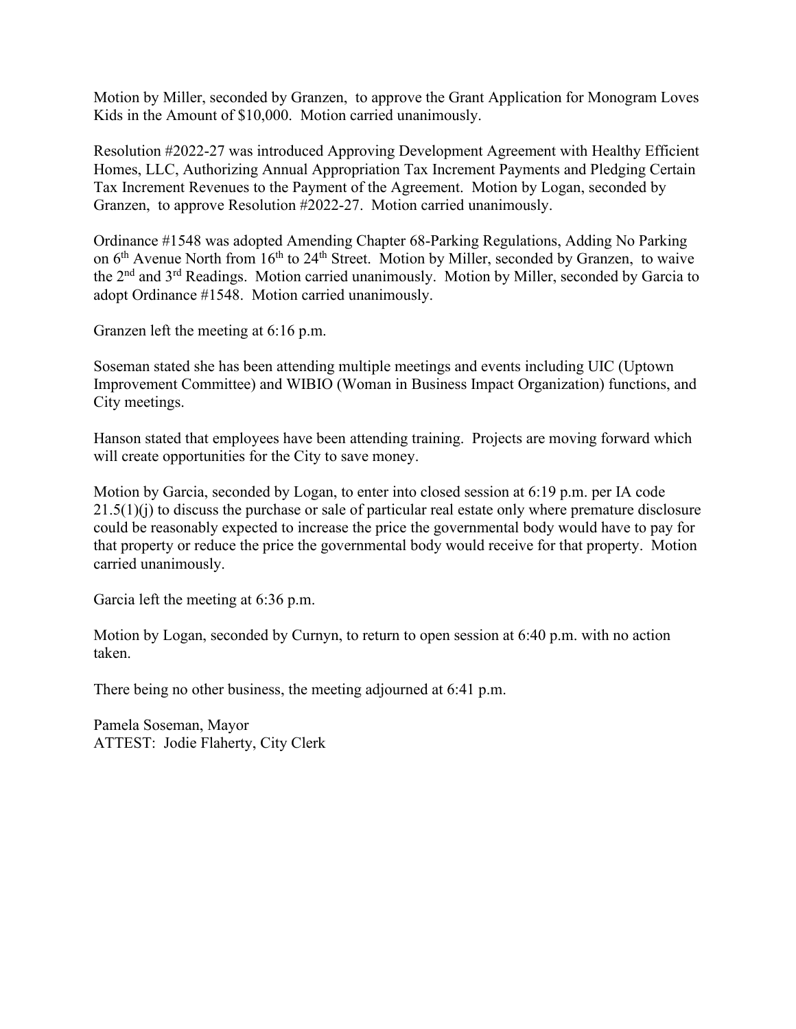Motion by Miller, seconded by Granzen, to approve the Grant Application for Monogram Loves Kids in the Amount of $10,000. Motion carried unanimously.

Resolution #2022-27 was introduced Approving Development Agreement with Healthy Efficient Homes, LLC, Authorizing Annual Appropriation Tax Increment Payments and Pledging Certain Tax Increment Revenues to the Payment of the Agreement. Motion by Logan, seconded by Granzen, to approve Resolution #2022-27. Motion carried unanimously.

Ordinance #1548 was adopted Amending Chapter 68-Parking Regulations, Adding No Parking on 6th Avenue North from 16th to 24th Street. Motion by Miller, seconded by Granzen, to waive the 2nd and 3rd Readings. Motion carried unanimously. Motion by Miller, seconded by Garcia to adopt Ordinance #1548. Motion carried unanimously.

Granzen left the meeting at 6:16 p.m.

Soseman stated she has been attending multiple meetings and events including UIC (Uptown Improvement Committee) and WIBIO (Woman in Business Impact Organization) functions, and City meetings.

Hanson stated that employees have been attending training. Projects are moving forward which will create opportunities for the City to save money.

Motion by Garcia, seconded by Logan, to enter into closed session at 6:19 p.m. per IA code 21.5(1)(j) to discuss the purchase or sale of particular real estate only where premature disclosure could be reasonably expected to increase the price the governmental body would have to pay for that property or reduce the price the governmental body would receive for that property. Motion carried unanimously.

Garcia left the meeting at 6:36 p.m.

Motion by Logan, seconded by Curnyn, to return to open session at 6:40 p.m. with no action taken.

There being no other business, the meeting adjourned at 6:41 p.m.

Pamela Soseman, Mayor
ATTEST: Jodie Flaherty, City Clerk